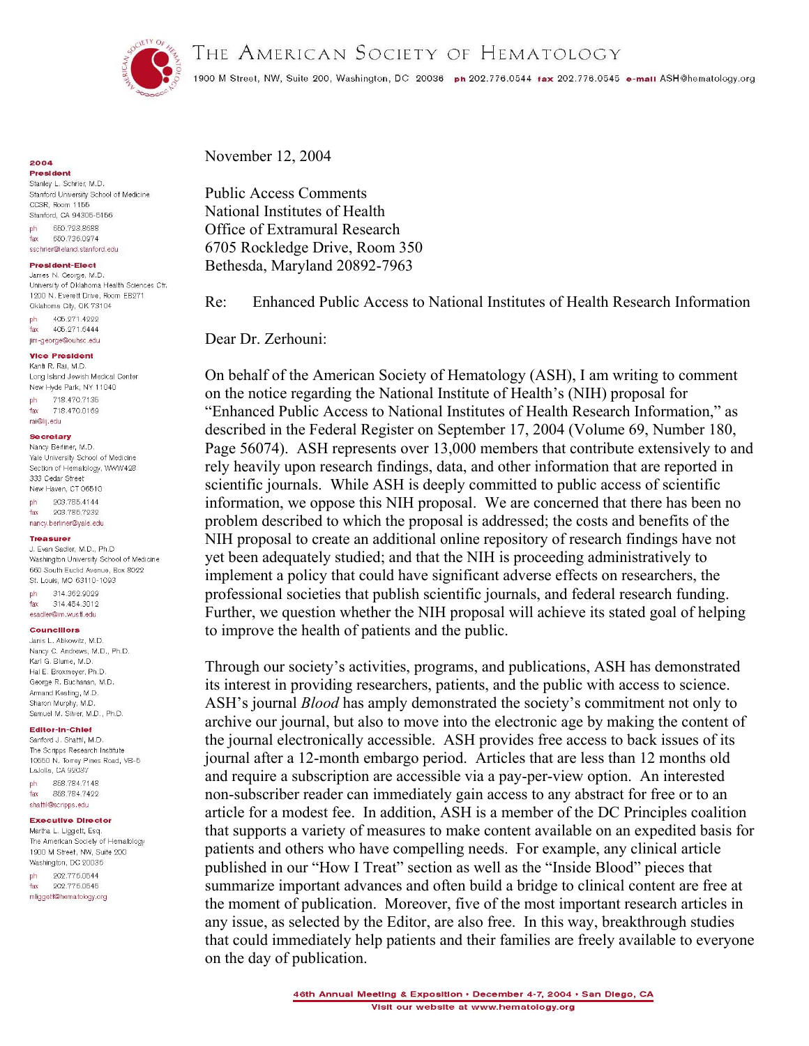# THE AMERICAN SOCIETY OF HEMATOLOGY

1900 M Street, NW, Suite 200, Washington, DC 20036 **ph** 202.776.0544 **fax** 202.776.0545 **e-mail** ASH@hematology.org

**2004**

**President**
Stanley L. Schrier, M.D.
Stanford University School of Medicine
CCSR, Room 1155
Stanford, CA 94305-5156
ph 650.723.8688
fax 650.736.0974
sschrier@leland.stanford.edu

**President-Elect**
James N. George, M.D.
University of Oklahoma Health Sciences Ctr.
1200 N. Everett Drive, Room EB271
Oklahoma City, OK 73104
ph 405.271.4222
fax 405.271.6444
jim-george@ouhsc.edu

**Vice President**
Kanti R. Rai, M.D.
Long Island Jewish Medical Center
New Hyde Park, NY 11040
ph 718.470.7135
fax 718.470.0169
rai@lij.edu

**Secretary**
Nancy Berliner, M.D.
Yale University School of Medicine
Section of Hematology, WWW428
333 Cedar Street
New Haven, CT 06510
ph 203.785.4144
fax 203.785.7232
nancy.berliner@yale.edu

**Treasurer**
J. Evan Sadler, M.D., Ph.D
Washington University School of Medicine
660 South Euclid Avenue, Box 8022
St. Louis, MO 63110-1093
ph 314.362.9029
fax 314.454.3012
esadler@im.wustl.edu

**Councillors**
Janis L. Abkowitz, M.D.
Nancy C. Andrews, M.D., Ph.D.
Karl G. Blume, M.D.
Hal E. Broxmeyer, Ph.D.
George R. Buchanan, M.D.
Armand Keating, M.D.
Sharon Murphy, M.D.
Samuel M. Silver, M.D., Ph.D.

**Editor-in-Chief**
Sanford J. Shattil, M.D.
The Scripps Research Institute
10550 N. Torrey Pines Road, VB-5
LaJolla, CA 92037
ph 858.784.7148
fax 858.784.7422
shattil@scripps.edu

**Executive Director**
Martha L. Liggett, Esq.
The American Society of Hematology
1900 M Street, NW, Suite 200
Washington, DC 20036
ph 202.776.0544
fax 202.776.0545
mliggett@hematology.org

---

November 12, 2004

Public Access Comments
National Institutes of Health
Office of Extramural Research
6705 Rockledge Drive, Room 350
Bethesda, Maryland 20892-7963

Re: Enhanced Public Access to National Institutes of Health Research Information

Dear Dr. Zerhouni:

On behalf of the American Society of Hematology (ASH), I am writing to comment on the notice regarding the National Institute of Health's (NIH) proposal for "Enhanced Public Access to National Institutes of Health Research Information," as described in the Federal Register on September 17, 2004 (Volume 69, Number 180, Page 56074). ASH represents over 13,000 members that contribute extensively to and rely heavily upon research findings, data, and other information that are reported in scientific journals. While ASH is deeply committed to public access of scientific information, we oppose this NIH proposal. We are concerned that there has been no problem described to which the proposal is addressed; the costs and benefits of the NIH proposal to create an additional online repository of research findings have not yet been adequately studied; and that the NIH is proceeding administratively to implement a policy that could have significant adverse effects on researchers, the professional societies that publish scientific journals, and federal research funding. Further, we question whether the NIH proposal will achieve its stated goal of helping to improve the health of patients and the public.

Through our society's activities, programs, and publications, ASH has demonstrated its interest in providing researchers, patients, and the public with access to science. ASH's journal *Blood* has amply demonstrated the society's commitment not only to archive our journal, but also to move into the electronic age by making the content of the journal electronically accessible. ASH provides free access to back issues of its journal after a 12-month embargo period. Articles that are less than 12 months old and require a subscription are accessible via a pay-per-view option. An interested non-subscriber reader can immediately gain access to any abstract for free or to an article for a modest fee. In addition, ASH is a member of the DC Principles coalition that supports a variety of measures to make content available on an expedited basis for patients and others who have compelling needs. For example, any clinical article published in our "How I Treat" section as well as the "Inside Blood" pieces that summarize important advances and often build a bridge to clinical content are free at the moment of publication. Moreover, five of the most important research articles in any issue, as selected by the Editor, are also free. In this way, breakthrough studies that could immediately help patients and their families are freely available to everyone on the day of publication.

46th Annual Meeting & Exposition • December 4-7, 2004 • San Diego, CA
Visit our website at www.hematology.org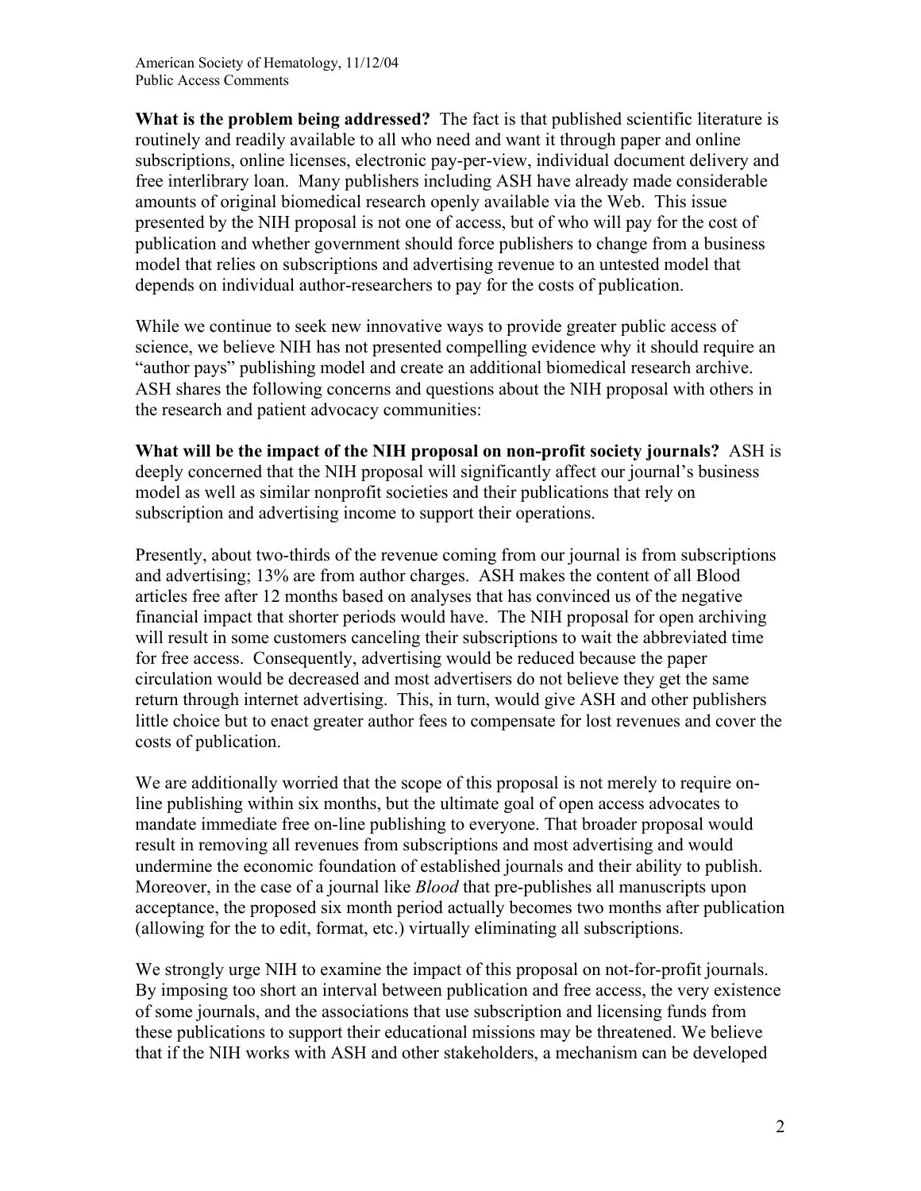**What is the problem being addressed?** The fact is that published scientific literature is routinely and readily available to all who need and want it through paper and online subscriptions, online licenses, electronic pay-per-view, individual document delivery and free interlibrary loan. Many publishers including ASH have already made considerable amounts of original biomedical research openly available via the Web. This issue presented by the NIH proposal is not one of access, but of who will pay for the cost of publication and whether government should force publishers to change from a business model that relies on subscriptions and advertising revenue to an untested model that depends on individual author-researchers to pay for the costs of publication.

While we continue to seek new innovative ways to provide greater public access of science, we believe NIH has not presented compelling evidence why it should require an "author pays" publishing model and create an additional biomedical research archive. ASH shares the following concerns and questions about the NIH proposal with others in the research and patient advocacy communities:

**What will be the impact of the NIH proposal on non-profit society journals?** ASH is deeply concerned that the NIH proposal will significantly affect our journal's business model as well as similar nonprofit societies and their publications that rely on subscription and advertising income to support their operations.

Presently, about two-thirds of the revenue coming from our journal is from subscriptions and advertising; 13% are from author charges. ASH makes the content of all Blood articles free after 12 months based on analyses that has convinced us of the negative financial impact that shorter periods would have. The NIH proposal for open archiving will result in some customers canceling their subscriptions to wait the abbreviated time for free access. Consequently, advertising would be reduced because the paper circulation would be decreased and most advertisers do not believe they get the same return through internet advertising. This, in turn, would give ASH and other publishers little choice but to enact greater author fees to compensate for lost revenues and cover the costs of publication.

We are additionally worried that the scope of this proposal is not merely to require on-line publishing within six months, but the ultimate goal of open access advocates to mandate immediate free on-line publishing to everyone. That broader proposal would result in removing all revenues from subscriptions and most advertising and would undermine the economic foundation of established journals and their ability to publish. Moreover, in the case of a journal like *Blood* that pre-publishes all manuscripts upon acceptance, the proposed six month period actually becomes two months after publication (allowing for the to edit, format, etc.) virtually eliminating all subscriptions.

We strongly urge NIH to examine the impact of this proposal on not-for-profit journals. By imposing too short an interval between publication and free access, the very existence of some journals, and the associations that use subscription and licensing funds from these publications to support their educational missions may be threatened. We believe that if the NIH works with ASH and other stakeholders, a mechanism can be developed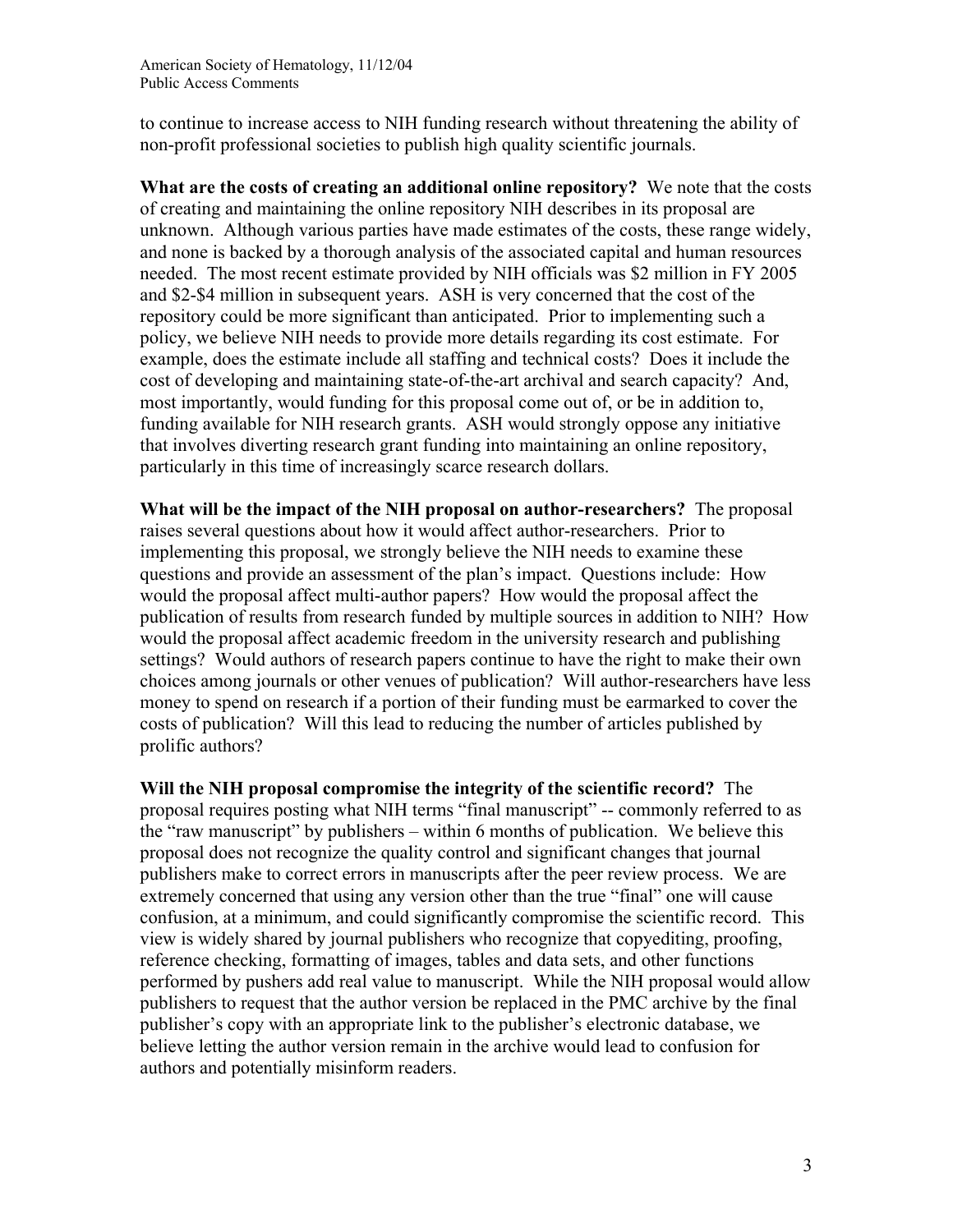to continue to increase access to NIH funding research without threatening the ability of non-profit professional societies to publish high quality scientific journals.

**What are the costs of creating an additional online repository?** We note that the costs of creating and maintaining the online repository NIH describes in its proposal are unknown. Although various parties have made estimates of the costs, these range widely, and none is backed by a thorough analysis of the associated capital and human resources needed. The most recent estimate provided by NIH officials was $2 million in FY 2005 and $2-$4 million in subsequent years. ASH is very concerned that the cost of the repository could be more significant than anticipated. Prior to implementing such a policy, we believe NIH needs to provide more details regarding its cost estimate. For example, does the estimate include all staffing and technical costs? Does it include the cost of developing and maintaining state-of-the-art archival and search capacity? And, most importantly, would funding for this proposal come out of, or be in addition to, funding available for NIH research grants. ASH would strongly oppose any initiative that involves diverting research grant funding into maintaining an online repository, particularly in this time of increasingly scarce research dollars.

**What will be the impact of the NIH proposal on author-researchers?** The proposal raises several questions about how it would affect author-researchers. Prior to implementing this proposal, we strongly believe the NIH needs to examine these questions and provide an assessment of the plan's impact. Questions include: How would the proposal affect multi-author papers? How would the proposal affect the publication of results from research funded by multiple sources in addition to NIH? How would the proposal affect academic freedom in the university research and publishing settings? Would authors of research papers continue to have the right to make their own choices among journals or other venues of publication? Will author-researchers have less money to spend on research if a portion of their funding must be earmarked to cover the costs of publication? Will this lead to reducing the number of articles published by prolific authors?

**Will the NIH proposal compromise the integrity of the scientific record?** The proposal requires posting what NIH terms "final manuscript" -- commonly referred to as the "raw manuscript" by publishers – within 6 months of publication. We believe this proposal does not recognize the quality control and significant changes that journal publishers make to correct errors in manuscripts after the peer review process. We are extremely concerned that using any version other than the true "final" one will cause confusion, at a minimum, and could significantly compromise the scientific record. This view is widely shared by journal publishers who recognize that copyediting, proofing, reference checking, formatting of images, tables and data sets, and other functions performed by pushers add real value to manuscript. While the NIH proposal would allow publishers to request that the author version be replaced in the PMC archive by the final publisher's copy with an appropriate link to the publisher's electronic database, we believe letting the author version remain in the archive would lead to confusion for authors and potentially misinform readers.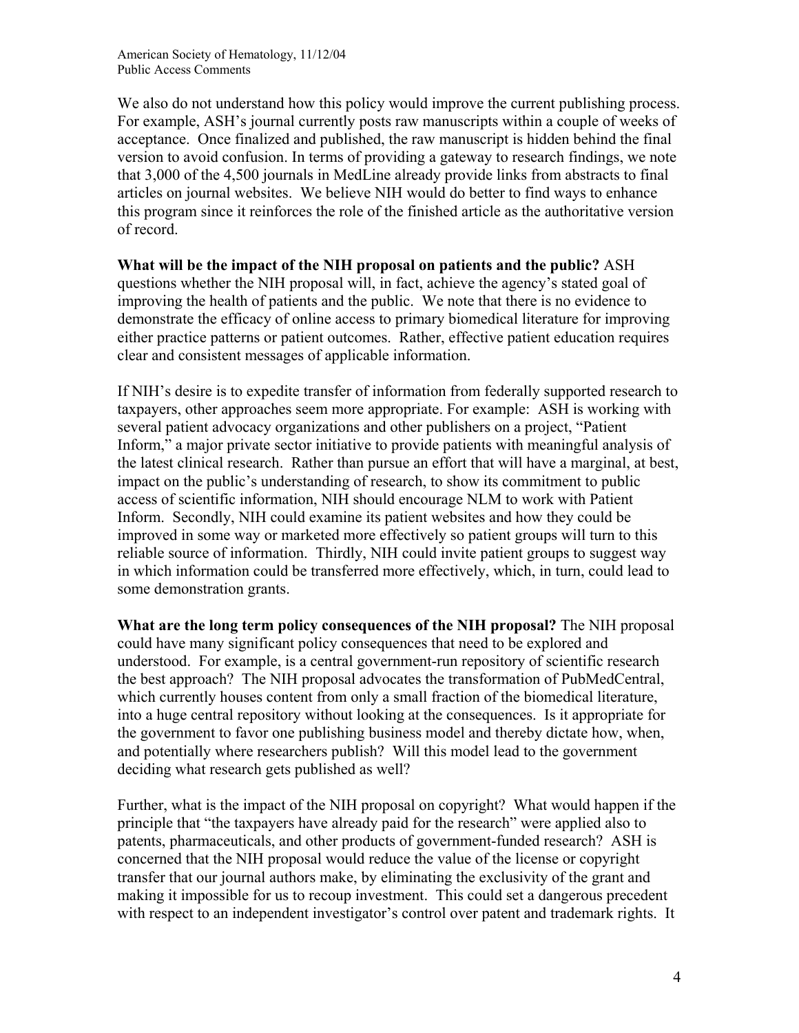We also do not understand how this policy would improve the current publishing process. For example, ASH's journal currently posts raw manuscripts within a couple of weeks of acceptance. Once finalized and published, the raw manuscript is hidden behind the final version to avoid confusion. In terms of providing a gateway to research findings, we note that 3,000 of the 4,500 journals in MedLine already provide links from abstracts to final articles on journal websites. We believe NIH would do better to find ways to enhance this program since it reinforces the role of the finished article as the authoritative version of record.

**What will be the impact of the NIH proposal on patients and the public?** ASH questions whether the NIH proposal will, in fact, achieve the agency's stated goal of improving the health of patients and the public. We note that there is no evidence to demonstrate the efficacy of online access to primary biomedical literature for improving either practice patterns or patient outcomes. Rather, effective patient education requires clear and consistent messages of applicable information.

If NIH's desire is to expedite transfer of information from federally supported research to taxpayers, other approaches seem more appropriate. For example: ASH is working with several patient advocacy organizations and other publishers on a project, "Patient Inform," a major private sector initiative to provide patients with meaningful analysis of the latest clinical research. Rather than pursue an effort that will have a marginal, at best, impact on the public's understanding of research, to show its commitment to public access of scientific information, NIH should encourage NLM to work with Patient Inform. Secondly, NIH could examine its patient websites and how they could be improved in some way or marketed more effectively so patient groups will turn to this reliable source of information. Thirdly, NIH could invite patient groups to suggest way in which information could be transferred more effectively, which, in turn, could lead to some demonstration grants.

**What are the long term policy consequences of the NIH proposal?** The NIH proposal could have many significant policy consequences that need to be explored and understood. For example, is a central government-run repository of scientific research the best approach? The NIH proposal advocates the transformation of PubMedCentral, which currently houses content from only a small fraction of the biomedical literature, into a huge central repository without looking at the consequences. Is it appropriate for the government to favor one publishing business model and thereby dictate how, when, and potentially where researchers publish? Will this model lead to the government deciding what research gets published as well?

Further, what is the impact of the NIH proposal on copyright? What would happen if the principle that "the taxpayers have already paid for the research" were applied also to patents, pharmaceuticals, and other products of government-funded research? ASH is concerned that the NIH proposal would reduce the value of the license or copyright transfer that our journal authors make, by eliminating the exclusivity of the grant and making it impossible for us to recoup investment. This could set a dangerous precedent with respect to an independent investigator's control over patent and trademark rights. It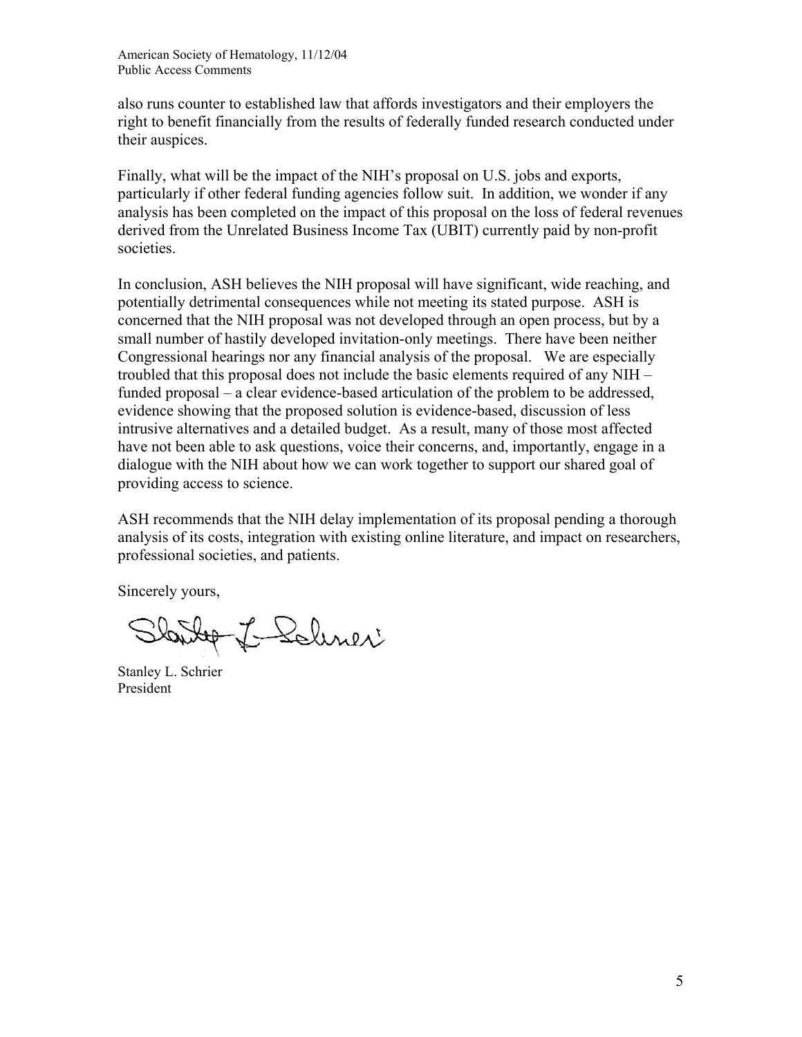also runs counter to established law that affords investigators and their employers the right to benefit financially from the results of federally funded research conducted under their auspices.

Finally, what will be the impact of the NIH's proposal on U.S. jobs and exports, particularly if other federal funding agencies follow suit. In addition, we wonder if any analysis has been completed on the impact of this proposal on the loss of federal revenues derived from the Unrelated Business Income Tax (UBIT) currently paid by non-profit societies.

In conclusion, ASH believes the NIH proposal will have significant, wide reaching, and potentially detrimental consequences while not meeting its stated purpose. ASH is concerned that the NIH proposal was not developed through an open process, but by a small number of hastily developed invitation-only meetings. There have been neither Congressional hearings nor any financial analysis of the proposal. We are especially troubled that this proposal does not include the basic elements required of any NIH – funded proposal – a clear evidence-based articulation of the problem to be addressed, evidence showing that the proposed solution is evidence-based, discussion of less intrusive alternatives and a detailed budget. As a result, many of those most affected have not been able to ask questions, voice their concerns, and, importantly, engage in a dialogue with the NIH about how we can work together to support our shared goal of providing access to science.

ASH recommends that the NIH delay implementation of its proposal pending a thorough analysis of its costs, integration with existing online literature, and impact on researchers, professional societies, and patients.

Sincerely yours,

Stanley L. Schrier
President